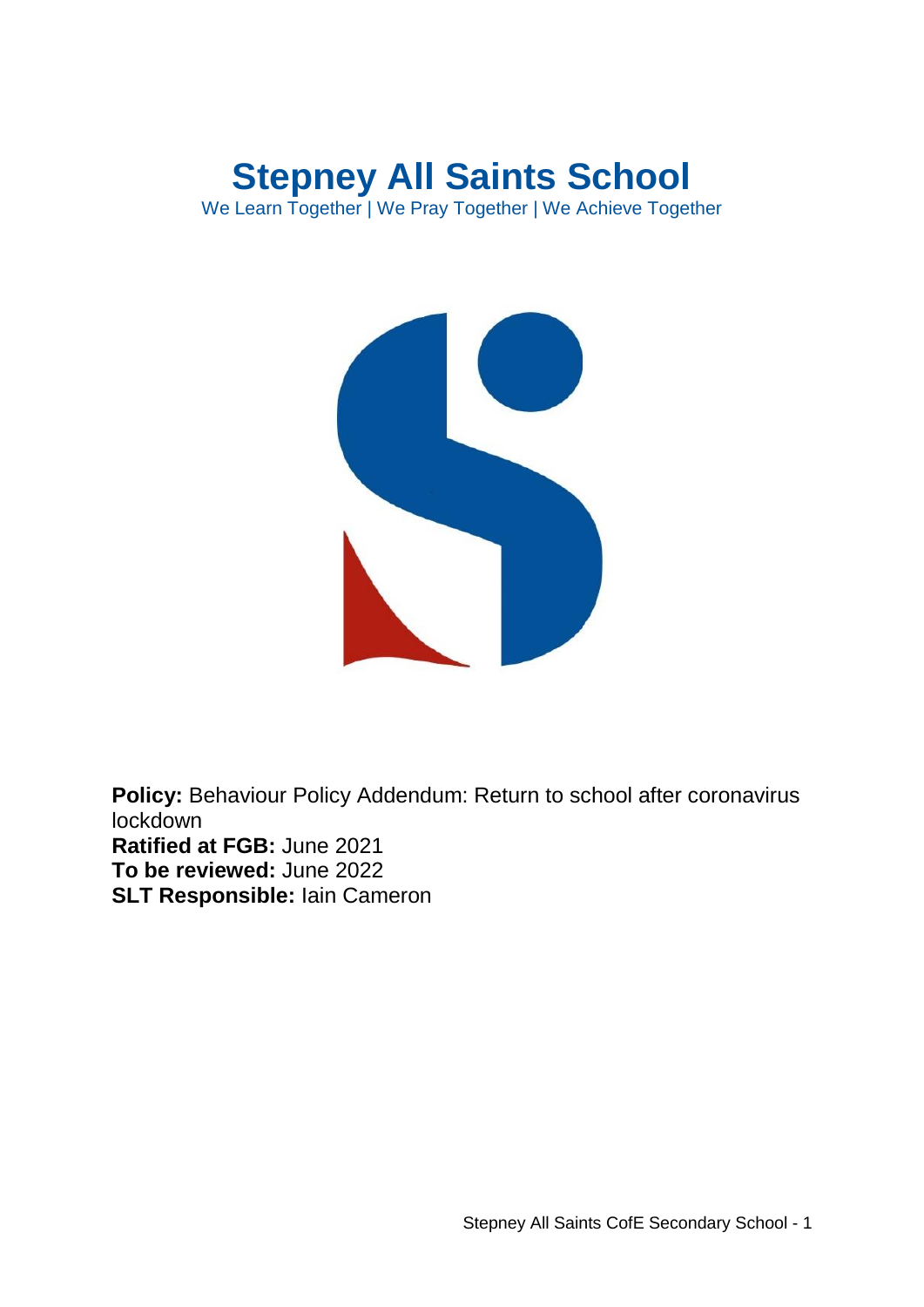# Stepney All Saints School

We Learn Together | We Pray Together | We Achieve Together

**Policy:** Behaviour Policy Addendum: Return to school after coronavirus lockdown
**Ratified at FGB:** June 2021
**To be reviewed:** June 2022
**SLT Responsible:** Iain Cameron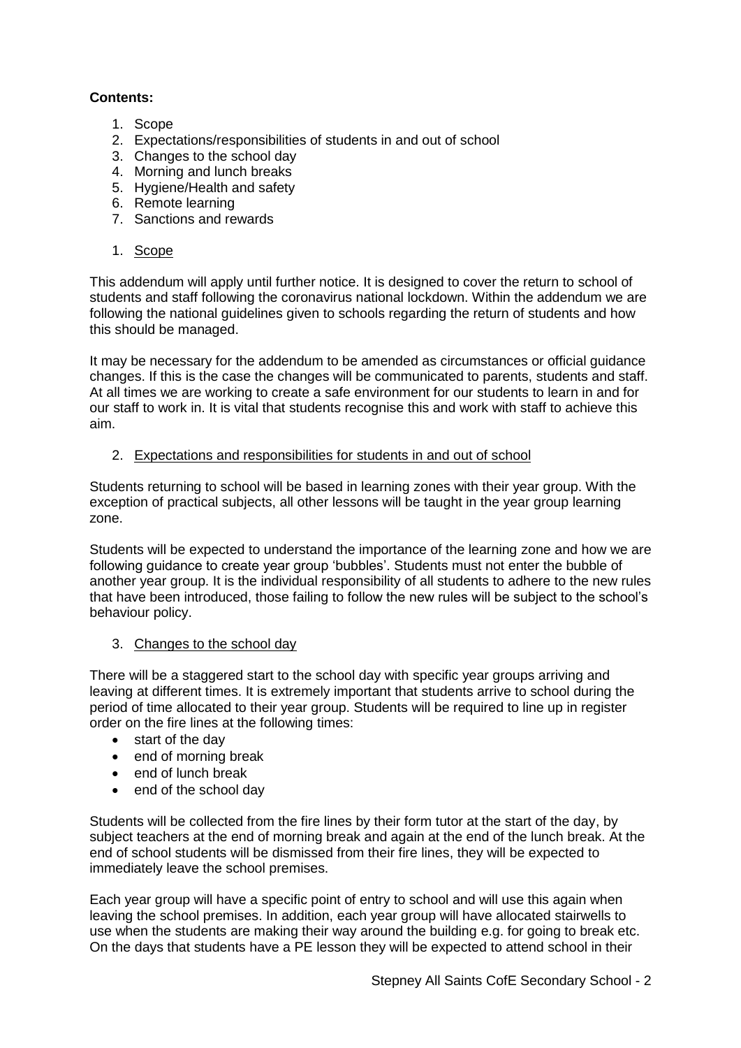**Contents:**

1. Scope
2. Expectations/responsibilities of students in and out of school
3. Changes to the school day
4. Morning and lunch breaks
5. Hygiene/Health and safety
6. Remote learning
7. Sanctions and rewards

1. Scope

This addendum will apply until further notice. It is designed to cover the return to school of students and staff following the coronavirus national lockdown. Within the addendum we are following the national guidelines given to schools regarding the return of students and how this should be managed.

It may be necessary for the addendum to be amended as circumstances or official guidance changes. If this is the case the changes will be communicated to parents, students and staff. At all times we are working to create a safe environment for our students to learn in and for our staff to work in. It is vital that students recognise this and work with staff to achieve this aim.

2. Expectations and responsibilities for students in and out of school

Students returning to school will be based in learning zones with their year group. With the exception of practical subjects, all other lessons will be taught in the year group learning zone.

Students will be expected to understand the importance of the learning zone and how we are following guidance to create year group 'bubbles'. Students must not enter the bubble of another year group. It is the individual responsibility of all students to adhere to the new rules that have been introduced, those failing to follow the new rules will be subject to the school's behaviour policy.

3. Changes to the school day

There will be a staggered start to the school day with specific year groups arriving and leaving at different times. It is extremely important that students arrive to school during the period of time allocated to their year group. Students will be required to line up in register order on the fire lines at the following times:

- start of the day
- end of morning break
- end of lunch break
- end of the school day

Students will be collected from the fire lines by their form tutor at the start of the day, by subject teachers at the end of morning break and again at the end of the lunch break. At the end of school students will be dismissed from their fire lines, they will be expected to immediately leave the school premises.

Each year group will have a specific point of entry to school and will use this again when leaving the school premises. In addition, each year group will have allocated stairwells to use when the students are making their way around the building e.g. for going to break etc. On the days that students have a PE lesson they will be expected to attend school in their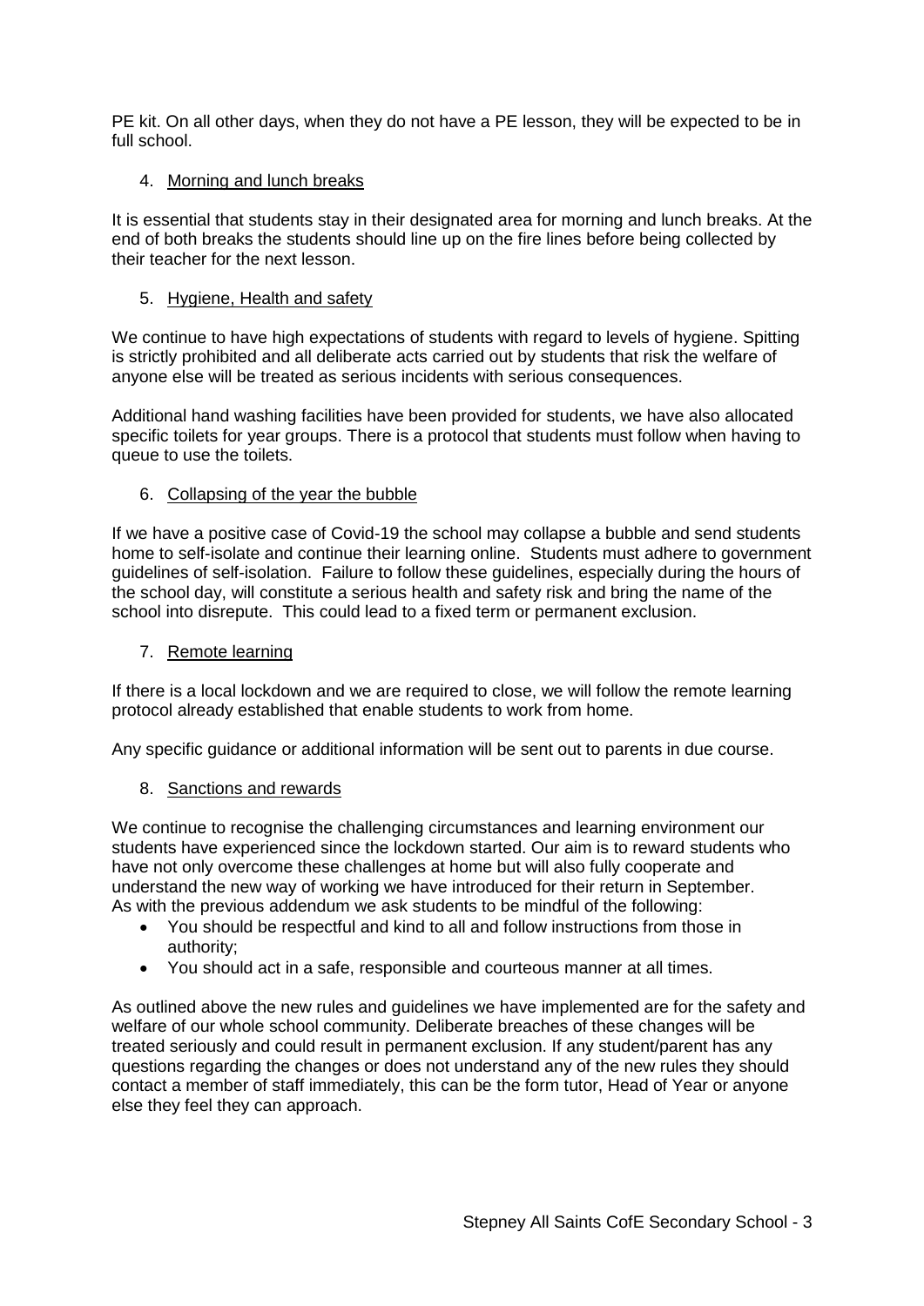PE kit. On all other days, when they do not have a PE lesson, they will be expected to be in full school.

4. Morning and lunch breaks

It is essential that students stay in their designated area for morning and lunch breaks. At the end of both breaks the students should line up on the fire lines before being collected by their teacher for the next lesson.

5. Hygiene, Health and safety

We continue to have high expectations of students with regard to levels of hygiene. Spitting is strictly prohibited and all deliberate acts carried out by students that risk the welfare of anyone else will be treated as serious incidents with serious consequences.

Additional hand washing facilities have been provided for students, we have also allocated specific toilets for year groups. There is a protocol that students must follow when having to queue to use the toilets.

6. Collapsing of the year the bubble

If we have a positive case of Covid-19 the school may collapse a bubble and send students home to self-isolate and continue their learning online. Students must adhere to government guidelines of self-isolation. Failure to follow these guidelines, especially during the hours of the school day, will constitute a serious health and safety risk and bring the name of the school into disrepute. This could lead to a fixed term or permanent exclusion.

7. Remote learning

If there is a local lockdown and we are required to close, we will follow the remote learning protocol already established that enable students to work from home.

Any specific guidance or additional information will be sent out to parents in due course.

8. Sanctions and rewards

We continue to recognise the challenging circumstances and learning environment our students have experienced since the lockdown started. Our aim is to reward students who have not only overcome these challenges at home but will also fully cooperate and understand the new way of working we have introduced for their return in September. As with the previous addendum we ask students to be mindful of the following:

- You should be respectful and kind to all and follow instructions from those in authority;
- You should act in a safe, responsible and courteous manner at all times.

As outlined above the new rules and guidelines we have implemented are for the safety and welfare of our whole school community. Deliberate breaches of these changes will be treated seriously and could result in permanent exclusion. If any student/parent has any questions regarding the changes or does not understand any of the new rules they should contact a member of staff immediately, this can be the form tutor, Head of Year or anyone else they feel they can approach.